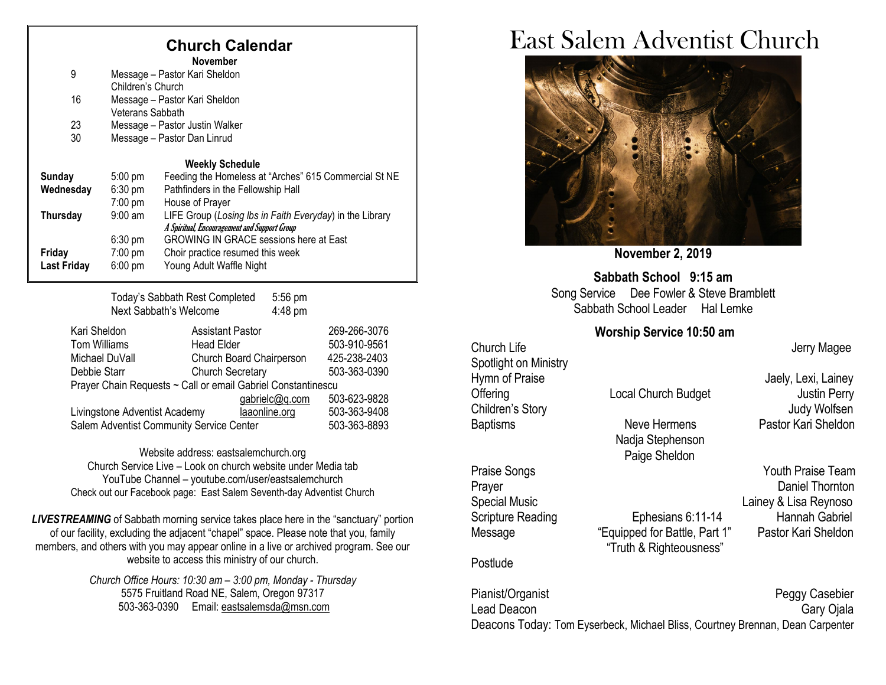## Church Calendar

**November**

| | |
|---|---|
| 9 | Message – Pastor Kari Sheldon<br>Children's Church |
| 16 | Message – Pastor Kari Sheldon<br>Veterans Sabbath |
| 23 | Message – Pastor Justin Walker |
| 30 | Message – Pastor Dan Linrud |

**Weekly Schedule**

| | | |
|---|---|---|
| **Sunday** | 5:00 pm | Feeding the Homeless at "Arches" 615 Commercial St NE |
| **Wednesday** | 6:30 pm | Pathfinders in the Fellowship Hall |
| | 7:00 pm | House of Prayer |
| **Thursday** | 9:00 am | LIFE Group (*Losing lbs in Faith Everyday*) in the Library<br>*A Spiritual, Encouragement and Support Group* |
| | 6:30 pm | GROWING IN GRACE sessions here at East |
| **Friday** | 7:00 pm | Choir practice resumed this week |
| **Last Friday** | 6:00 pm | Young Adult Waffle Night |

Today's Sabbath Rest Completed 5:56 pm
Next Sabbath's Welcome 4:48 pm

| | | |
|---|---|---|
| Kari Sheldon | Assistant Pastor | 269-266-3076 |
| Tom Williams | Head Elder | 503-910-9561 |
| Michael DuVall | Church Board Chairperson | 425-238-2403 |
| Debbie Starr | Church Secretary | 503-363-0390 |
| Prayer Chain Requests ~ Call or email Gabriel Constantinescu | | |
| | gabrielc@q.com | 503-623-9828 |
| Livingstone Adventist Academy | laaonline.org | 503-363-9408 |
| Salem Adventist Community Service Center | | 503-363-8893 |

Website address: eastsalemchurch.org
Church Service Live – Look on church website under Media tab
YouTube Channel – youtube.com/user/eastsalemchurch
Check out our Facebook page: East Salem Seventh-day Adventist Church

***LIVESTREAMING*** of Sabbath morning service takes place here in the "sanctuary" portion of our facility, excluding the adjacent "chapel" space. Please note that you, family members, and others with you may appear online in a live or archived program. See our website to access this ministry of our church.

*Church Office Hours: 10:30 am – 3:00 pm, Monday - Thursday*
5575 Fruitland Road NE, Salem, Oregon 97317
503-363-0390 Email: eastsalemsda@msn.com

# East Salem Adventist Church

**November 2, 2019**

**Sabbath School 9:15 am**
Song Service Dee Fowler & Steve Bramblett
Sabbath School Leader Hal Lemke

**Worship Service 10:50 am**

| | | |
|---|---|---|
| Church Life | | Jerry Magee |
| Spotlight on Ministry | | |
| Hymn of Praise | | Jaely, Lexi, Lainey |
| Offering | Local Church Budget | Justin Perry |
| Children's Story | | Judy Wolfsen |
| Baptisms | Neve Hermens<br>Nadja Stephenson<br>Paige Sheldon | Pastor Kari Sheldon |
| Praise Songs | | Youth Praise Team |
| Prayer | | Daniel Thornton |
| Special Music | | Lainey & Lisa Reynoso |
| Scripture Reading | Ephesians 6:11-14 | Hannah Gabriel |
| Message | "Equipped for Battle, Part 1"<br>"Truth & Righteousness" | Pastor Kari Sheldon |
| Postlude | | |

Pianist/Organist Peggy Casebier
Lead Deacon Gary Ojala
Deacons Today: Tom Eyserbeck, Michael Bliss, Courtney Brennan, Dean Carpenter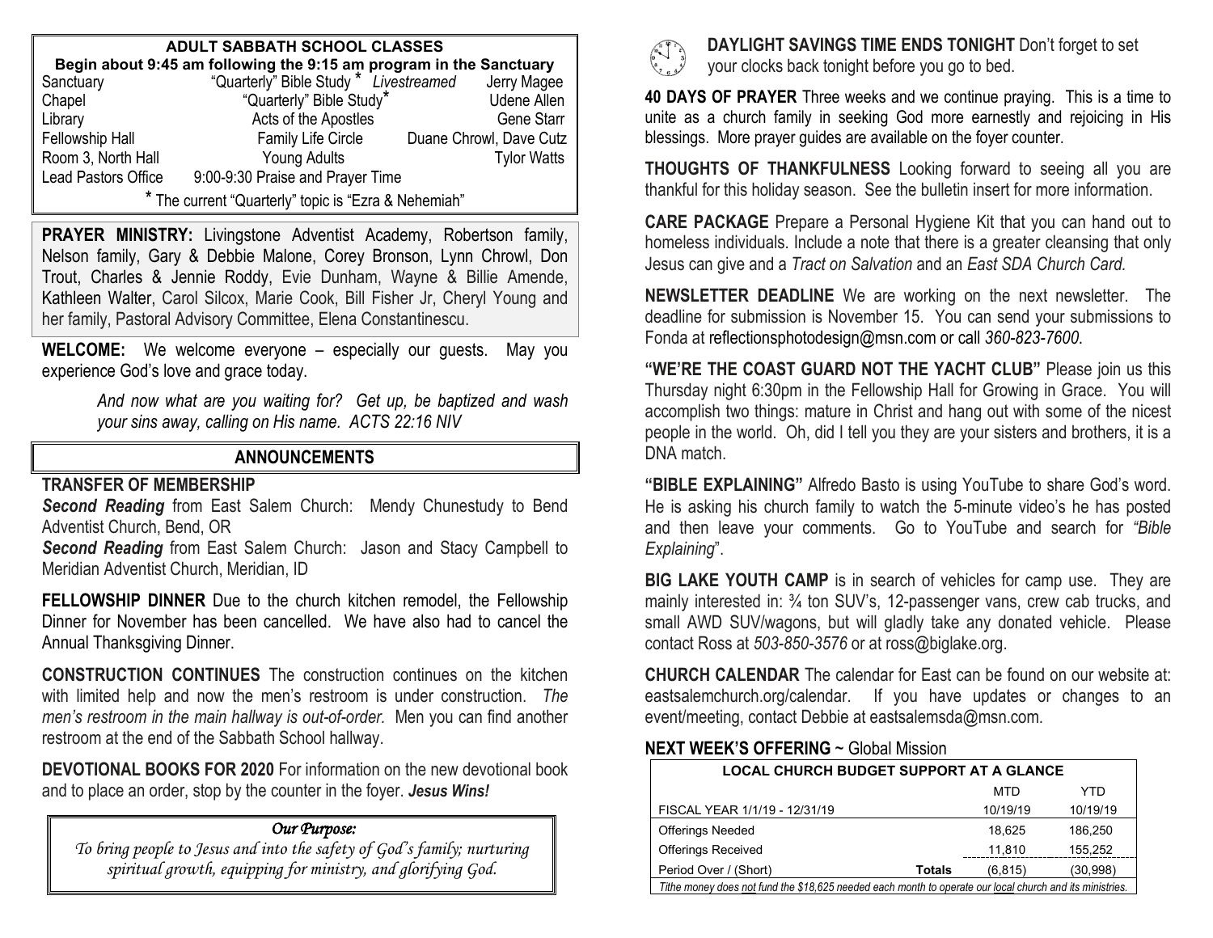## ADULT SABBATH SCHOOL CLASSES

**Begin about 9:45 am following the 9:15 am program in the Sanctuary**

| Room | Class | Teacher |
|---|---|---|
| Sanctuary | "Quarterly" Bible Study * *Livestreamed* | Jerry Magee |
| Chapel | "Quarterly" Bible Study* | Udene Allen |
| Library | Acts of the Apostles | Gene Starr |
| Fellowship Hall | Family Life Circle | Duane Chrowl, Dave Cutz |
| Room 3, North Hall | Young Adults | Tylor Watts |
| Lead Pastors Office | 9:00-9:30 Praise and Prayer Time | |

* The current "Quarterly" topic is "Ezra & Nehemiah"

**PRAYER MINISTRY:** Livingstone Adventist Academy, Robertson family, Nelson family, Gary & Debbie Malone, Corey Bronson, Lynn Chrowl, Don Trout, Charles & Jennie Roddy, Evie Dunham, Wayne & Billie Amende, Kathleen Walter, Carol Silcox, Marie Cook, Bill Fisher Jr, Cheryl Young and her family, Pastoral Advisory Committee, Elena Constantinescu.

**WELCOME:** We welcome everyone – especially our guests. May you experience God's love and grace today.

> *And now what are you waiting for? Get up, be baptized and wash your sins away, calling on His name. ACTS 22:16 NIV*

## ANNOUNCEMENTS

**TRANSFER OF MEMBERSHIP**

***Second Reading*** from East Salem Church: Mendy Chunestudy to Bend Adventist Church, Bend, OR

***Second Reading*** from East Salem Church: Jason and Stacy Campbell to Meridian Adventist Church, Meridian, ID

**FELLOWSHIP DINNER** Due to the church kitchen remodel, the Fellowship Dinner for November has been cancelled. We have also had to cancel the Annual Thanksgiving Dinner.

**CONSTRUCTION CONTINUES** The construction continues on the kitchen with limited help and now the men's restroom is under construction. *The men's restroom in the main hallway is out-of-order.* Men you can find another restroom at the end of the Sabbath School hallway.

**DEVOTIONAL BOOKS FOR 2020** For information on the new devotional book and to place an order, stop by the counter in the foyer. ***Jesus Wins!***

*Our Purpose:*

*To bring people to Jesus and into the safety of God's family; nurturing spiritual growth, equipping for ministry, and glorifying God.*

**DAYLIGHT SAVINGS TIME ENDS TONIGHT** Don't forget to set your clocks back tonight before you go to bed.

**40 DAYS OF PRAYER** Three weeks and we continue praying. This is a time to unite as a church family in seeking God more earnestly and rejoicing in His blessings. More prayer guides are available on the foyer counter.

**THOUGHTS OF THANKFULNESS** Looking forward to seeing all you are thankful for this holiday season. See the bulletin insert for more information.

**CARE PACKAGE** Prepare a Personal Hygiene Kit that you can hand out to homeless individuals. Include a note that there is a greater cleansing that only Jesus can give and a *Tract on Salvation* and an *East SDA Church Card.*

**NEWSLETTER DEADLINE** We are working on the next newsletter. The deadline for submission is November 15. You can send your submissions to Fonda at reflectionsphotodesign@msn.com or call *360-823-7600*.

**"WE'RE THE COAST GUARD NOT THE YACHT CLUB"** Please join us this Thursday night 6:30pm in the Fellowship Hall for Growing in Grace. You will accomplish two things: mature in Christ and hang out with some of the nicest people in the world. Oh, did I tell you they are your sisters and brothers, it is a DNA match.

**"BIBLE EXPLAINING"** Alfredo Basto is using YouTube to share God's word. He is asking his church family to watch the 5-minute video's he has posted and then leave your comments. Go to YouTube and search for *"Bible Explaining*".

**BIG LAKE YOUTH CAMP** is in search of vehicles for camp use. They are mainly interested in: ¾ ton SUV's, 12-passenger vans, crew cab trucks, and small AWD SUV/wagons, but will gladly take any donated vehicle. Please contact Ross at *503-850-3576* or at ross@biglake.org.

**CHURCH CALENDAR** The calendar for East can be found on our website at: eastsalemchurch.org/calendar. If you have updates or changes to an event/meeting, contact Debbie at eastsalemsda@msn.com.

**NEXT WEEK'S OFFERING** ~ Global Mission

| LOCAL CHURCH BUDGET SUPPORT AT A GLANCE | | MTD | YTD |
|---|---|---|---|
| FISCAL YEAR 1/1/19 - 12/31/19 | | 10/19/19 | 10/19/19 |
| Offerings Needed | | 18,625 | 186,250 |
| Offerings Received | | 11,810 | 155,252 |
| Period Over / (Short) | **Totals** | (6,815) | (30,998) |

*Tithe money does not fund the $18,625 needed each month to operate our local church and its ministries.*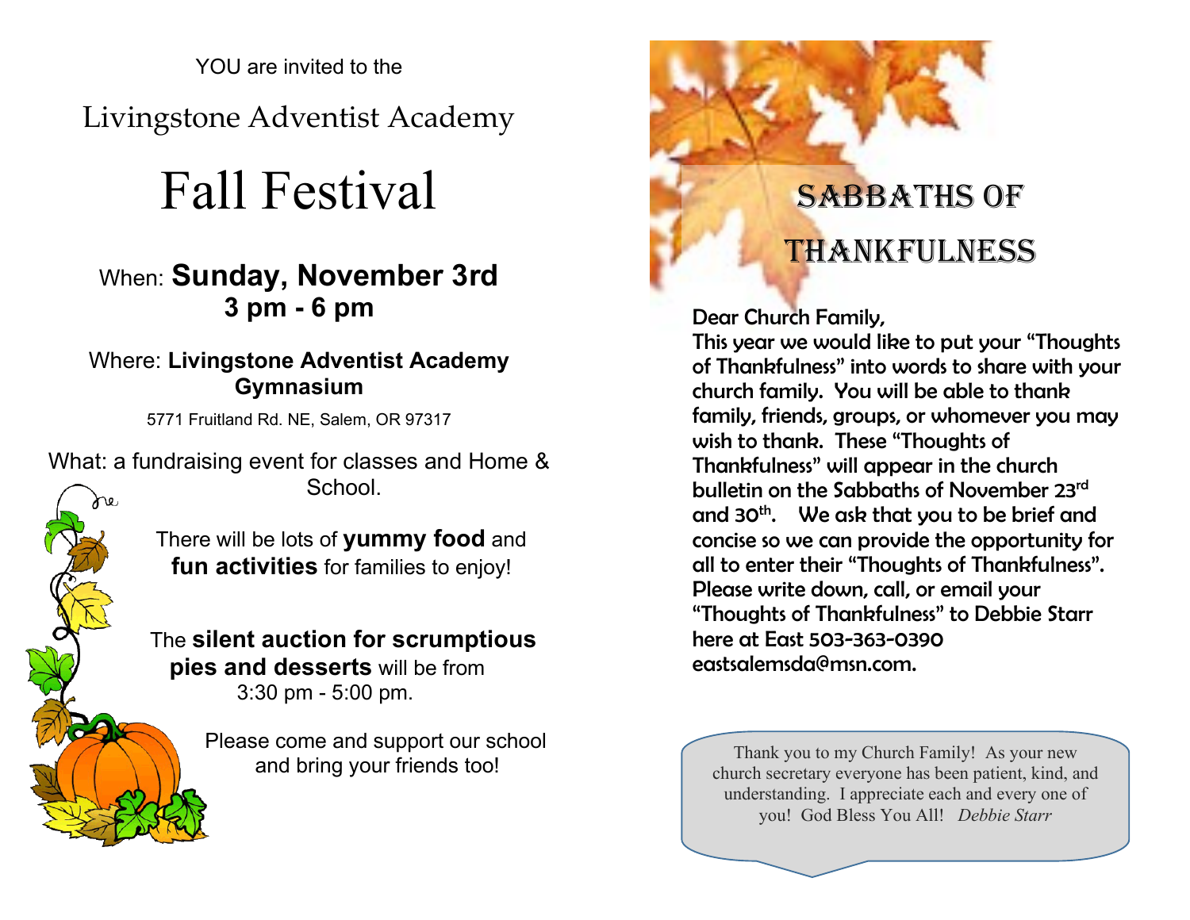YOU are invited to the

Livingstone Adventist Academy

# Fall Festival

When: **Sunday, November 3rd**
**3 pm - 6 pm**

Where: **Livingstone Adventist Academy Gymnasium**

5771 Fruitland Rd. NE, Salem, OR 97317

What: a fundraising event for classes and Home & School.

There will be lots of **yummy food** and **fun activities** for families to enjoy!

The **silent auction for scrumptious pies and desserts** will be from 3:30 pm - 5:00 pm.

Please come and support our school and bring your friends too!

# SABBATHS OF THANKFULNESS

Dear Church Family,

This year we would like to put your "Thoughts of Thankfulness" into words to share with your church family. You will be able to thank family, friends, groups, or whomever you may wish to thank. These "Thoughts of Thankfulness" will appear in the church bulletin on the Sabbaths of November 23rd and 30th. We ask that you to be brief and concise so we can provide the opportunity for all to enter their "Thoughts of Thankfulness". Please write down, call, or email your "Thoughts of Thankfulness" to Debbie Starr here at East 503-363-0390 eastsalemsda@msn.com.

Thank you to my Church Family! As your new church secretary everyone has been patient, kind, and understanding. I appreciate each and every one of you! God Bless You All! *Debbie Starr*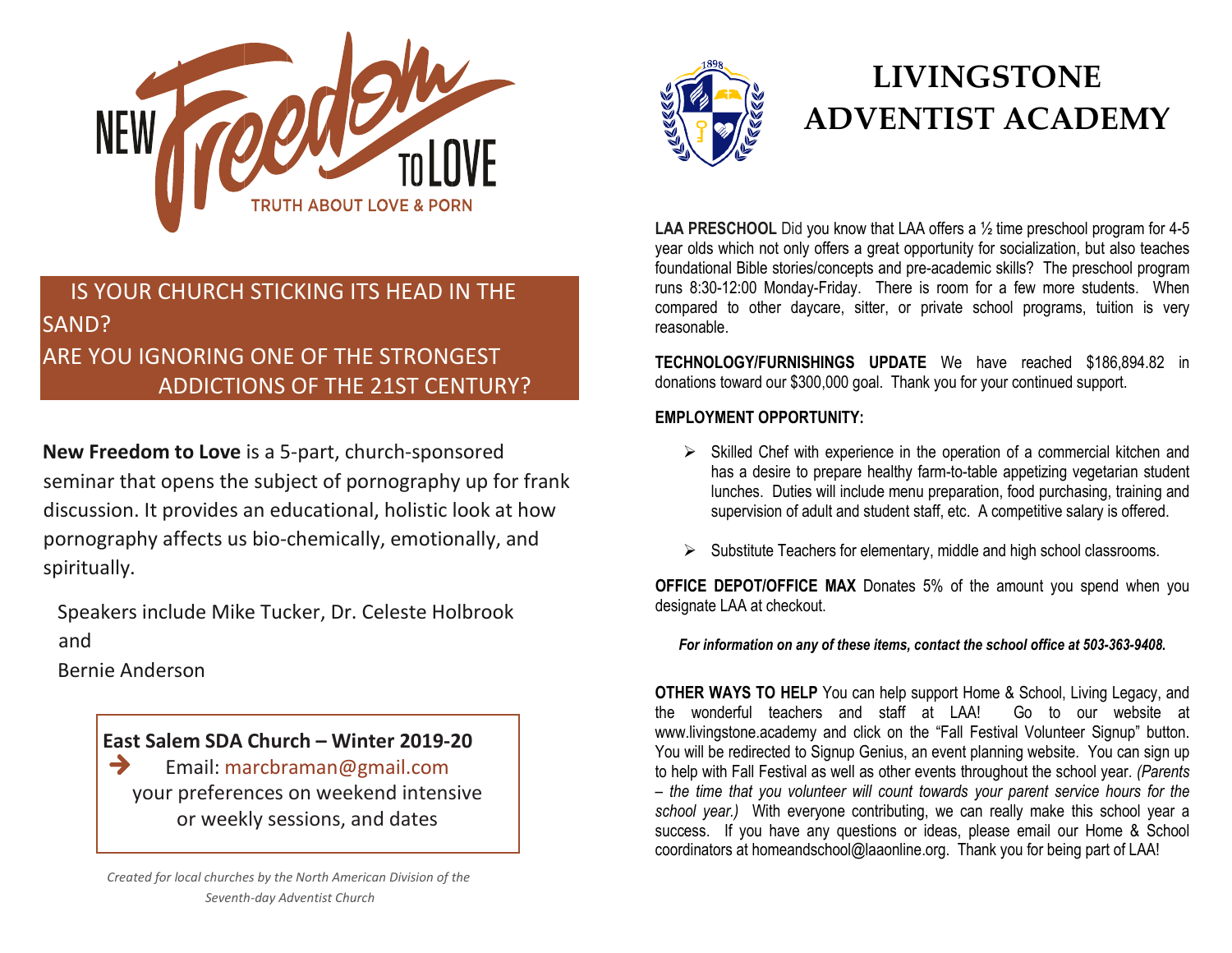# NEW Freedom TO LOVE

TRUTH ABOUT LOVE & PORN

IS YOUR CHURCH STICKING ITS HEAD IN THE SAND?
ARE YOU IGNORING ONE OF THE STRONGEST ADDICTIONS OF THE 21ST CENTURY?

**New Freedom to Love** is a 5-part, church-sponsored seminar that opens the subject of pornography up for frank discussion. It provides an educational, holistic look at how pornography affects us bio-chemically, emotionally, and spiritually.

Speakers include Mike Tucker, Dr. Celeste Holbrook and Bernie Anderson

**East Salem SDA Church – Winter 2019-20**
➔ Email: marcbraman@gmail.com your preferences on weekend intensive or weekly sessions, and dates

*Created for local churches by the North American Division of the Seventh-day Adventist Church*

# LIVINGSTONE ADVENTIST ACADEMY

**LAA PRESCHOOL** Did you know that LAA offers a ½ time preschool program for 4-5 year olds which not only offers a great opportunity for socialization, but also teaches foundational Bible stories/concepts and pre-academic skills? The preschool program runs 8:30-12:00 Monday-Friday. There is room for a few more students. When compared to other daycare, sitter, or private school programs, tuition is very reasonable.

**TECHNOLOGY/FURNISHINGS UPDATE** We have reached $186,894.82 in donations toward our $300,000 goal. Thank you for your continued support.

**EMPLOYMENT OPPORTUNITY:**

- Skilled Chef with experience in the operation of a commercial kitchen and has a desire to prepare healthy farm-to-table appetizing vegetarian student lunches. Duties will include menu preparation, food purchasing, training and supervision of adult and student staff, etc. A competitive salary is offered.
- Substitute Teachers for elementary, middle and high school classrooms.

**OFFICE DEPOT/OFFICE MAX** Donates 5% of the amount you spend when you designate LAA at checkout.

***For information on any of these items, contact the school office at 503-363-9408.***

**OTHER WAYS TO HELP** You can help support Home & School, Living Legacy, and the wonderful teachers and staff at LAA! Go to our website at www.livingstone.academy and click on the "Fall Festival Volunteer Signup" button. You will be redirected to Signup Genius, an event planning website. You can sign up to help with Fall Festival as well as other events throughout the school year. *(Parents – the time that you volunteer will count towards your parent service hours for the school year.)* With everyone contributing, we can really make this school year a success. If you have any questions or ideas, please email our Home & School coordinators at homeandschool@laaonline.org. Thank you for being part of LAA!